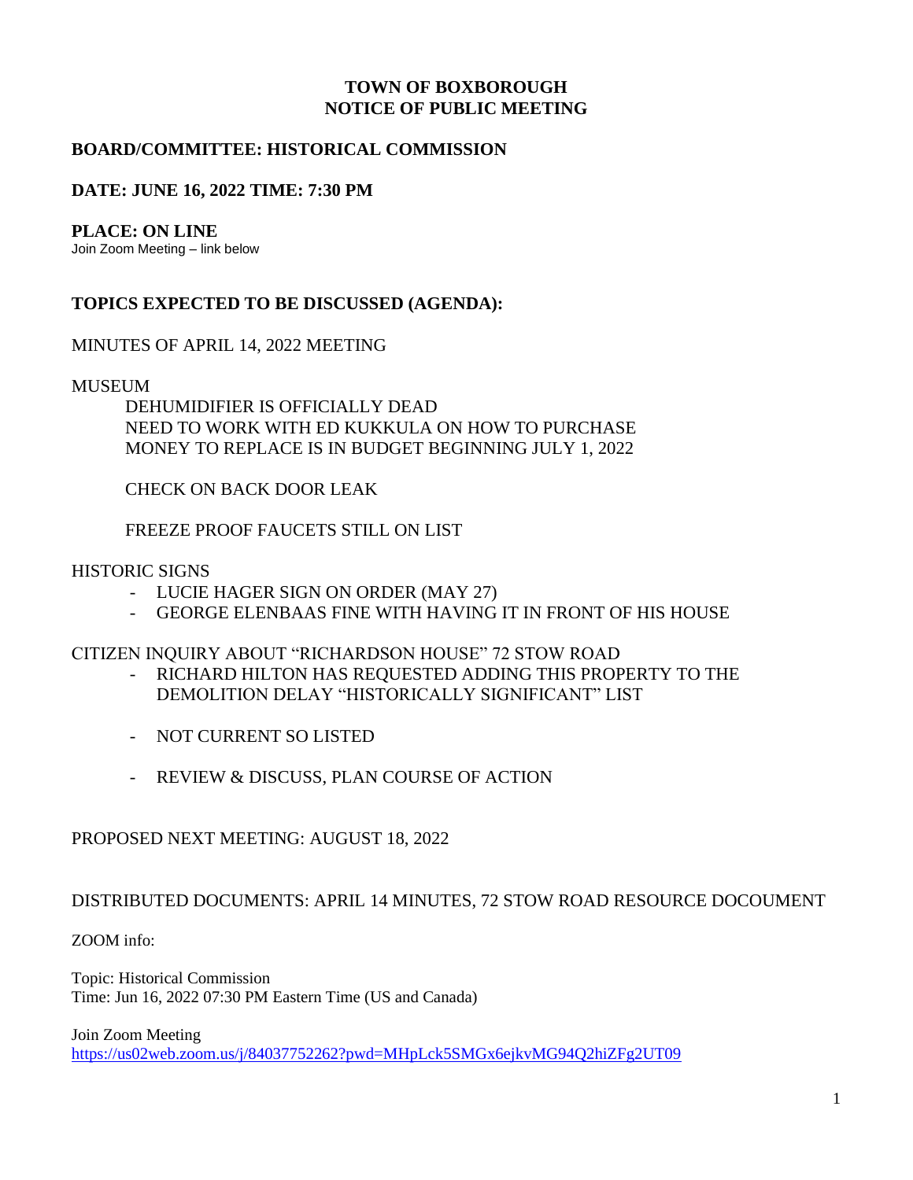# TOWN OF BOXBOROUGH
# NOTICE OF PUBLIC MEETING

**BOARD/COMMITTEE: HISTORICAL COMMISSION**

**DATE: JUNE 16, 2022 TIME: 7:30 PM**

**PLACE: ON LINE**
Join Zoom Meeting – link below

**TOPICS EXPECTED TO BE DISCUSSED (AGENDA):**

MINUTES OF APRIL 14, 2022 MEETING

MUSEUM

DEHUMIDIFIER IS OFFICIALLY DEAD
NEED TO WORK WITH ED KUKKULA ON HOW TO PURCHASE
MONEY TO REPLACE IS IN BUDGET BEGINNING JULY 1, 2022

CHECK ON BACK DOOR LEAK

FREEZE PROOF FAUCETS STILL ON LIST

HISTORIC SIGNS

- LUCIE HAGER SIGN ON ORDER (MAY 27)
- GEORGE ELENBAAS FINE WITH HAVING IT IN FRONT OF HIS HOUSE

CITIZEN INQUIRY ABOUT "RICHARDSON HOUSE" 72 STOW ROAD

- RICHARD HILTON HAS REQUESTED ADDING THIS PROPERTY TO THE DEMOLITION DELAY "HISTORICALLY SIGNIFICANT" LIST
- NOT CURRENT SO LISTED
- REVIEW & DISCUSS, PLAN COURSE OF ACTION

PROPOSED NEXT MEETING: AUGUST 18, 2022

DISTRIBUTED DOCUMENTS: APRIL 14 MINUTES, 72 STOW ROAD RESOURCE DOCOUMENT

ZOOM info:

Topic: Historical Commission
Time: Jun 16, 2022 07:30 PM Eastern Time (US and Canada)

Join Zoom Meeting
https://us02web.zoom.us/j/84037752262?pwd=MHpLck5SMGx6ejkvMG94Q2hiZFg2UT09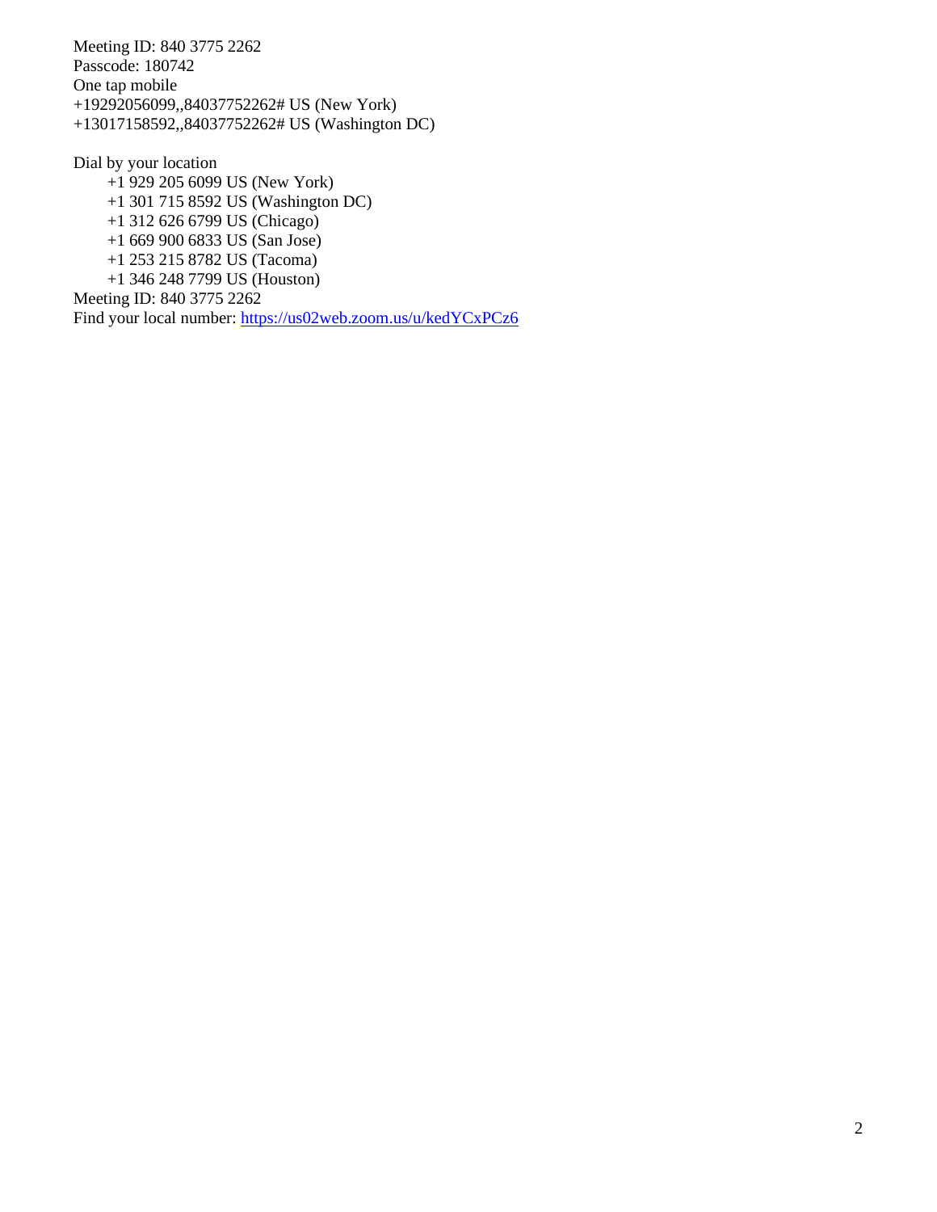Meeting ID: 840 3775 2262
Passcode: 180742
One tap mobile
+19292056099,,84037752262# US (New York)
+13017158592,,84037752262# US (Washington DC)

Dial by your location

- +1 929 205 6099 US (New York)
- +1 301 715 8592 US (Washington DC)
- +1 312 626 6799 US (Chicago)
- +1 669 900 6833 US (San Jose)
- +1 253 215 8782 US (Tacoma)
- +1 346 248 7799 US (Houston)

Meeting ID: 840 3775 2262
Find your local number: https://us02web.zoom.us/u/kedYCxPCz6